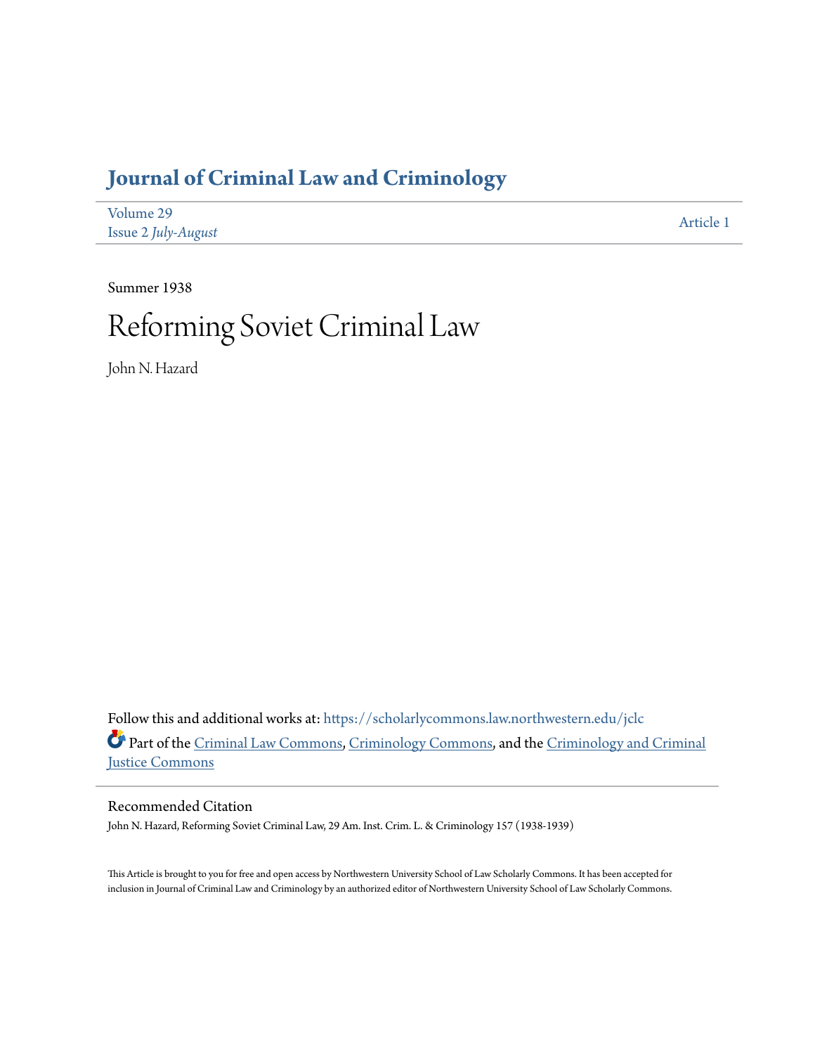# Journal of Criminal Law and Criminology

Volume 29
Issue 2 *July-August*

Article 1

Summer 1938

# Reforming Soviet Criminal Law

John N. Hazard

Follow this and additional works at: https://scholarlycommons.law.northwestern.edu/jclc

Part of the Criminal Law Commons, Criminology Commons, and the Criminology and Criminal Justice Commons

## Recommended Citation

John N. Hazard, Reforming Soviet Criminal Law, 29 Am. Inst. Crim. L. & Criminology 157 (1938-1939)

This Article is brought to you for free and open access by Northwestern University School of Law Scholarly Commons. It has been accepted for inclusion in Journal of Criminal Law and Criminology by an authorized editor of Northwestern University School of Law Scholarly Commons.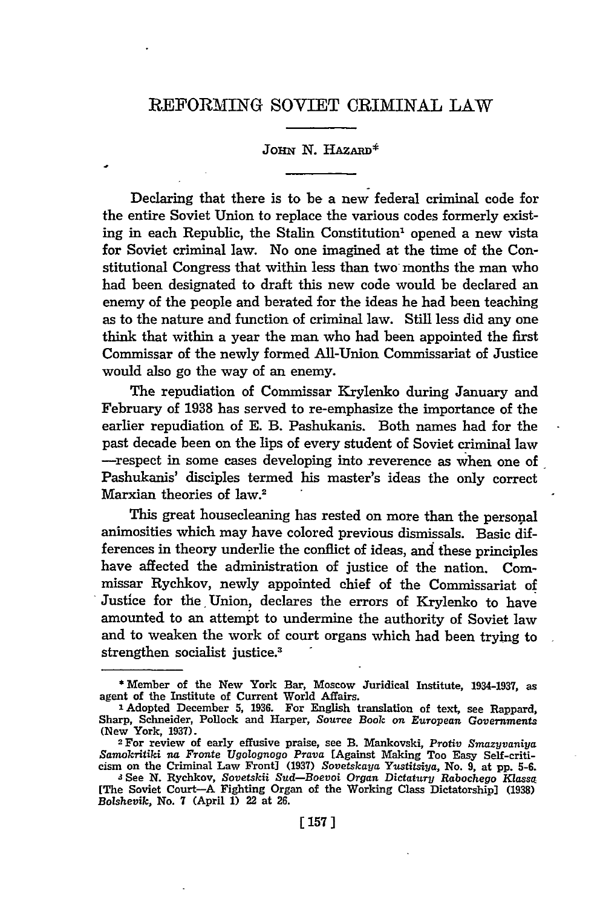# REFORMING SOVIET CRIMINAL LAW

JOHN N. HAZARD*

Declaring that there is to be a new federal criminal code for the entire Soviet Union to replace the various codes formerly existing in each Republic, the Stalin Constitution[1] opened a new vista for Soviet criminal law. No one imagined at the time of the Constitutional Congress that within less than two months the man who had been designated to draft this new code would be declared an enemy of the people and berated for the ideas he had been teaching as to the nature and function of criminal law. Still less did any one think that within a year the man who had been appointed the first Commissar of the newly formed All-Union Commissariat of Justice would also go the way of an enemy.

The repudiation of Commissar Krylenko during January and February of 1938 has served to re-emphasize the importance of the earlier repudiation of E. B. Pashukanis. Both names had for the past decade been on the lips of every student of Soviet criminal law —respect in some cases developing into reverence as when one of Pashukanis' disciples termed his master's ideas the only correct Marxian theories of law.[2]

This great housecleaning has rested on more than the personal animosities which may have colored previous dismissals. Basic differences in theory underlie the conflict of ideas, and these principles have affected the administration of justice of the nation. Commissar Rychkov, newly appointed chief of the Commissariat of Justice for the Union, declares the errors of Krylenko to have amounted to an attempt to undermine the authority of Soviet law and to weaken the work of court organs which had been trying to strengthen socialist justice.[3]

---

\* Member of the New York Bar, Moscow Juridical Institute, 1934-1937, as agent of the Institute of Current World Affairs.

[1] Adopted December 5, 1936. For English translation of text, see Rappard, Sharp, Schneider, Pollock and Harper, *Source Book on European Governments* (New York, 1937).

[2] For review of early effusive praise, see B. Mankovski, *Protiv Smazyvaniya Samokritiki na Fronte Ugolognogo Prava* [Against Making Too Easy Self-criticism on the Criminal Law Front] (1937) *Sovetskaya Yustitsiya*, No. 9, at pp. 5-6.

[3] See N. Rychkov, *Sovetskii Sud—Boevoi Organ Dictatury Rabochego Klassa* [The Soviet Court—A Fighting Organ of the Working Class Dictatorship] (1938) *Bolshevik*, No. 7 (April 1) 22 at 26.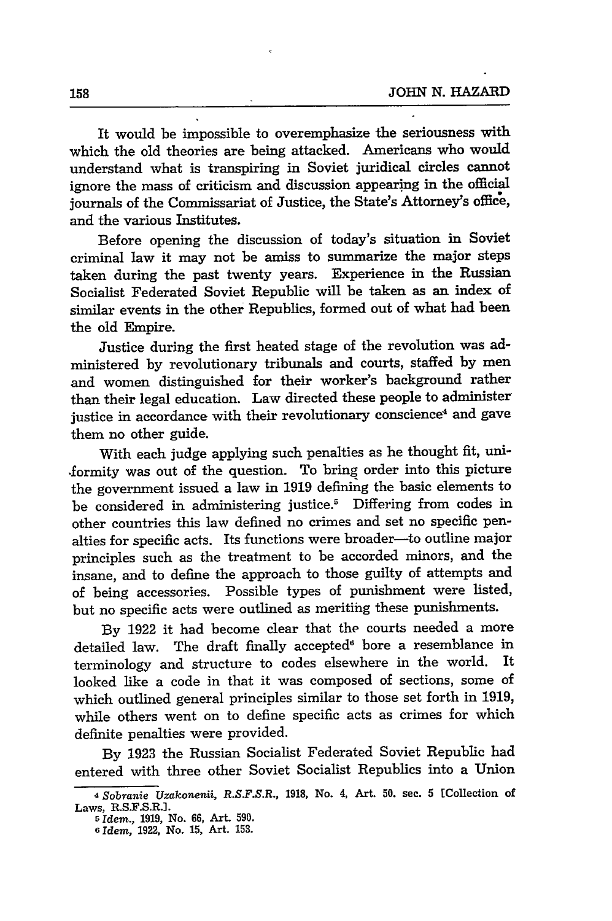It would be impossible to overemphasize the seriousness with which the old theories are being attacked. Americans who would understand what is transpiring in Soviet juridical circles cannot ignore the mass of criticism and discussion appearing in the official journals of the Commissariat of Justice, the State's Attorney's office, and the various Institutes.

Before opening the discussion of today's situation in Soviet criminal law it may not be amiss to summarize the major steps taken during the past twenty years. Experience in the Russian Socialist Federated Soviet Republic will be taken as an index of similar events in the other Republics, formed out of what had been the old Empire.

Justice during the first heated stage of the revolution was administered by revolutionary tribunals and courts, staffed by men and women distinguished for their worker's background rather than their legal education. Law directed these people to administer justice in accordance with their revolutionary conscience[4] and gave them no other guide.

With each judge applying such penalties as he thought fit, uniformity was out of the question. To bring order into this picture the government issued a law in 1919 defining the basic elements to be considered in administering justice.[5] Differing from codes in other countries this law defined no crimes and set no specific penalties for specific acts. Its functions were broader—to outline major principles such as the treatment to be accorded minors, and the insane, and to define the approach to those guilty of attempts and of being accessories. Possible types of punishment were listed, but no specific acts were outlined as meriting these punishments.

By 1922 it had become clear that the courts needed a more detailed law. The draft finally accepted[6] bore a resemblance in terminology and structure to codes elsewhere in the world. It looked like a code in that it was composed of sections, some of which outlined general principles similar to those set forth in 1919, while others went on to define specific acts as crimes for which definite penalties were provided.

By 1923 the Russian Socialist Federated Soviet Republic had entered with three other Soviet Socialist Republics into a Union

---

[4] *Sobranie Uzakonenii, R.S.F.S.R.*, 1918, No. 4, Art. 50. sec. 5 [Collection of Laws, R.S.F.S.R.].

[5] *Idem.*, 1919, No. 66, Art. 590.

[6] *Idem*, 1922, No. 15, Art. 153.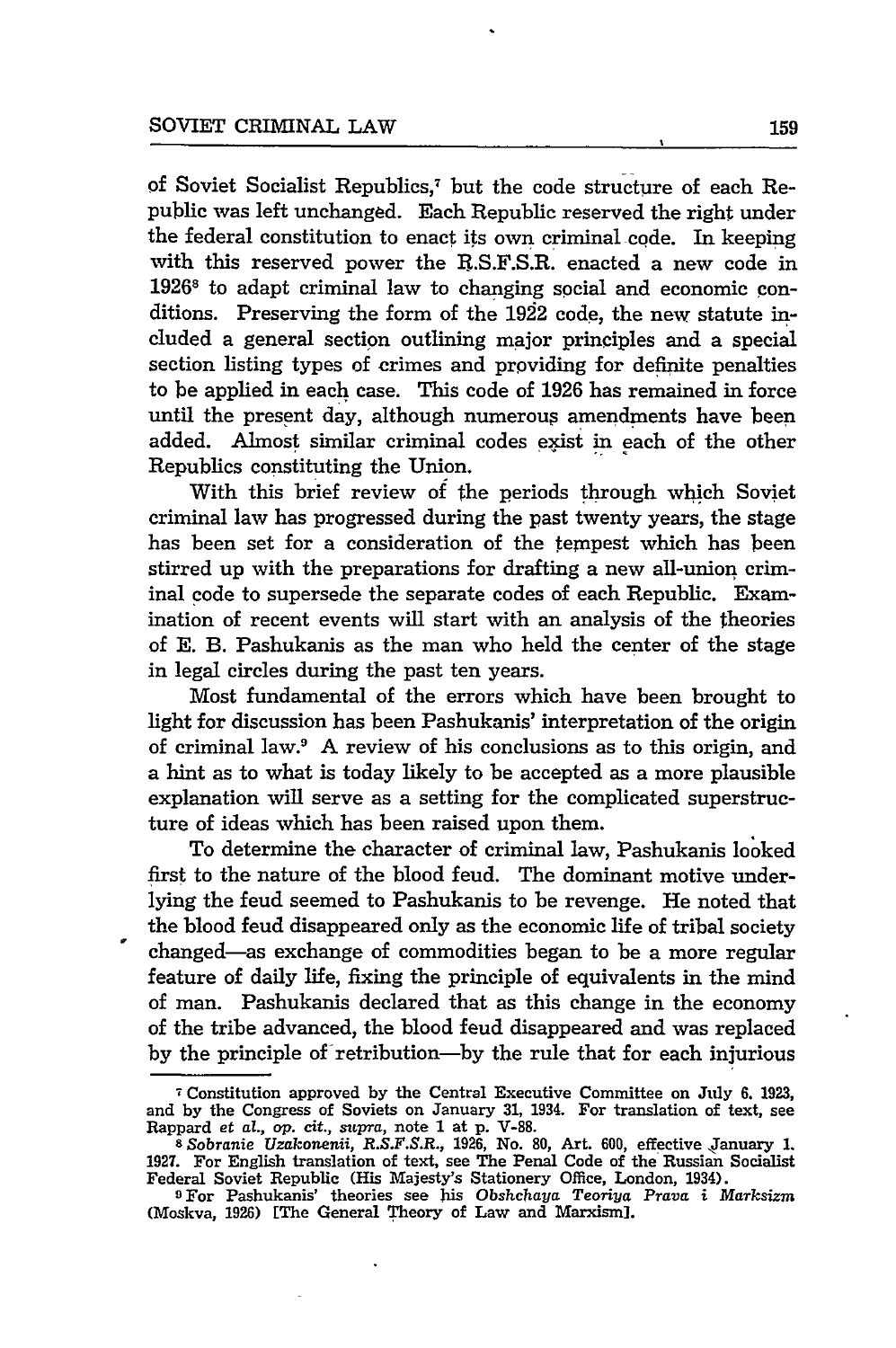of Soviet Socialist Republics,[7] but the code structure of each Republic was left unchanged. Each Republic reserved the right under the federal constitution to enact its own criminal code. In keeping with this reserved power the R.S.F.S.R. enacted a new code in 1926[8] to adapt criminal law to changing social and economic conditions. Preserving the form of the 1922 code, the new statute included a general section outlining major principles and a special section listing types of crimes and providing for definite penalties to be applied in each case. This code of 1926 has remained in force until the present day, although numerous amendments have been added. Almost similar criminal codes exist in each of the other Republics constituting the Union.

With this brief review of the periods through which Soviet criminal law has progressed during the past twenty years, the stage has been set for a consideration of the tempest which has been stirred up with the preparations for drafting a new all-union criminal code to supersede the separate codes of each Republic. Examination of recent events will start with an analysis of the theories of E. B. Pashukanis as the man who held the center of the stage in legal circles during the past ten years.

Most fundamental of the errors which have been brought to light for discussion has been Pashukanis' interpretation of the origin of criminal law.[9] A review of his conclusions as to this origin, and a hint as to what is today likely to be accepted as a more plausible explanation will serve as a setting for the complicated superstructure of ideas which has been raised upon them.

To determine the character of criminal law, Pashukanis looked first to the nature of the blood feud. The dominant motive underlying the feud seemed to Pashukanis to be revenge. He noted that the blood feud disappeared only as the economic life of tribal society changed—as exchange of commodities began to be a more regular feature of daily life, fixing the principle of equivalents in the mind of man. Pashukanis declared that as this change in the economy of the tribe advanced, the blood feud disappeared and was replaced by the principle of retribution—by the rule that for each injurious

---

[7] Constitution approved by the Central Executive Committee on July 6, 1923, and by the Congress of Soviets on January 31, 1934. For translation of text, see Rappard *et al.*, *op. cit.*, *supra*, note 1 at p. V-88.

[8] *Sobranie Uzakonenii, R.S.F.S.R.*, 1926, No. 80, Art. 600, effective January 1, 1927. For English translation of text, see The Penal Code of the Russian Socialist Federal Soviet Republic (His Majesty's Stationery Office, London, 1934).

[9] For Pashukanis' theories see his *Obshchaya Teoriya Prava i Marksizm* (Moskva, 1926) [The General Theory of Law and Marxism].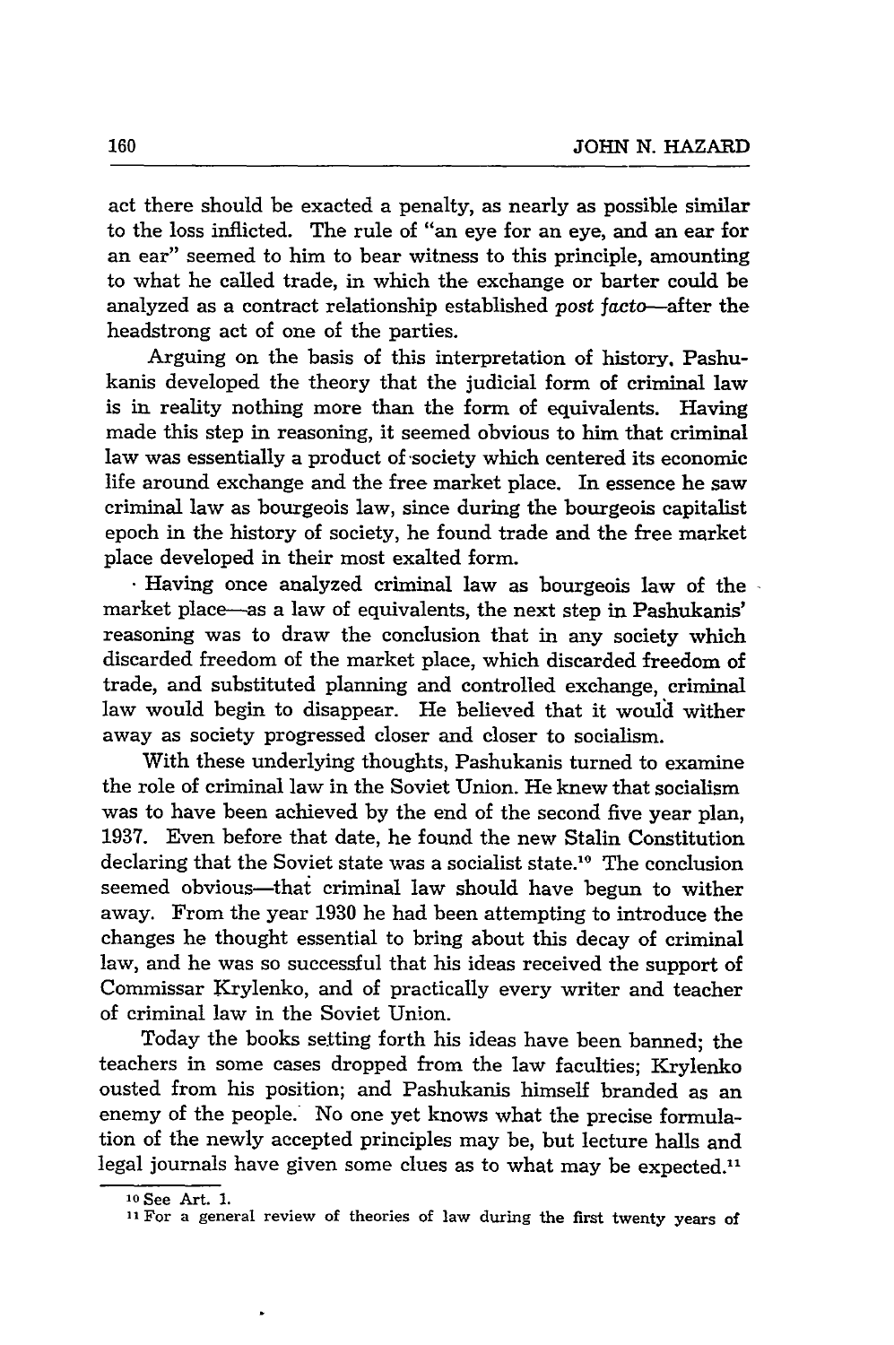act there should be exacted a penalty, as nearly as possible similar to the loss inflicted. The rule of "an eye for an eye, and an ear for an ear" seemed to him to bear witness to this principle, amounting to what he called trade, in which the exchange or barter could be analyzed as a contract relationship established *post facto*—after the headstrong act of one of the parties.

Arguing on the basis of this interpretation of history, Pashukanis developed the theory that the judicial form of criminal law is in reality nothing more than the form of equivalents. Having made this step in reasoning, it seemed obvious to him that criminal law was essentially a product of society which centered its economic life around exchange and the free market place. In essence he saw criminal law as bourgeois law, since during the bourgeois capitalist epoch in the history of society, he found trade and the free market place developed in their most exalted form.

Having once analyzed criminal law as bourgeois law of the market place—as a law of equivalents, the next step in Pashukanis' reasoning was to draw the conclusion that in any society which discarded freedom of the market place, which discarded freedom of trade, and substituted planning and controlled exchange, criminal law would begin to disappear. He believed that it would wither away as society progressed closer and closer to socialism.

With these underlying thoughts, Pashukanis turned to examine the role of criminal law in the Soviet Union. He knew that socialism was to have been achieved by the end of the second five year plan, 1937. Even before that date, he found the new Stalin Constitution declaring that the Soviet state was a socialist state.[10] The conclusion seemed obvious—that criminal law should have begun to wither away. From the year 1930 he had been attempting to introduce the changes he thought essential to bring about this decay of criminal law, and he was so successful that his ideas received the support of Commissar Krylenko, and of practically every writer and teacher of criminal law in the Soviet Union.

Today the books setting forth his ideas have been banned; the teachers in some cases dropped from the law faculties; Krylenko ousted from his position; and Pashukanis himself branded as an enemy of the people. No one yet knows what the precise formulation of the newly accepted principles may be, but lecture halls and legal journals have given some clues as to what may be expected.[11]

[10] See Art. 1.

[11] For a general review of theories of law during the first twenty years of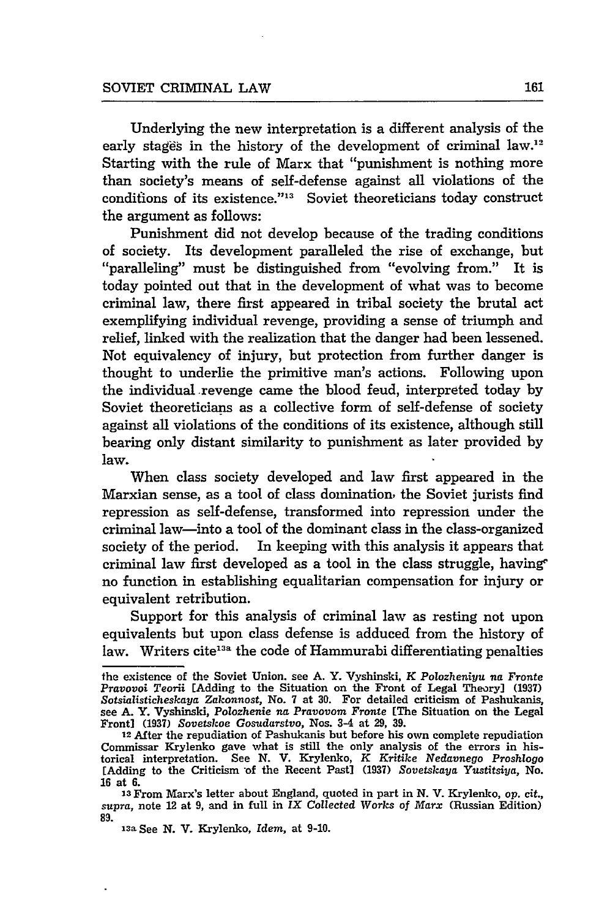Underlying the new interpretation is a different analysis of the early stages in the history of the development of criminal law.[12] Starting with the rule of Marx that "punishment is nothing more than society's means of self-defense against all violations of the conditions of its existence."[13] Soviet theoreticians today construct the argument as follows:

Punishment did not develop because of the trading conditions of society. Its development paralleled the rise of exchange, but "paralleling" must be distinguished from "evolving from." It is today pointed out that in the development of what was to become criminal law, there first appeared in tribal society the brutal act exemplifying individual revenge, providing a sense of triumph and relief, linked with the realization that the danger had been lessened. Not equivalency of injury, but protection from further danger is thought to underlie the primitive man's actions. Following upon the individual revenge came the blood feud, interpreted today by Soviet theoreticians as a collective form of self-defense of society against all violations of the conditions of its existence, although still bearing only distant similarity to punishment as later provided by law.

When class society developed and law first appeared in the Marxian sense, as a tool of class domination, the Soviet jurists find repression as self-defense, transformed into repression under the criminal law—into a tool of the dominant class in the class-organized society of the period. In keeping with this analysis it appears that criminal law first developed as a tool in the class struggle, having no function in establishing equalitarian compensation for injury or equivalent retribution.

Support for this analysis of criminal law as resting not upon equivalents but upon class defense is adduced from the history of law. Writers cite[13a] the code of Hammurabi differentiating penalties

---

the existence of the Soviet Union. see A. Y. Vyshinski, *K Polozheniyu na Fronte Pravovoi Teorii* [Adding to the Situation on the Front of Legal Theory] (1937) *Sotsialisticheskaya Zakonnost*, No. 7 at 30. For detailed criticism of Pashukanis, see A. Y. Vyshinski, *Polozhenie na Pravovom Fronte* [The Situation on the Legal Front] (1937) *Sovetskoe Gosudarstvo*, Nos. 3-4 at 29, 39.

[12] After the repudiation of Pashukanis but before his own complete repudiation Commissar Krylenko gave what is still the only analysis of the errors in historical interpretation. See N. V. Krylenko, *K Kritike Nedavnego Proshlogo* [Adding to the Criticism of the Recent Past] (1937) *Sovetskaya Yustitsiya*, No. 16 at 6.

[13] From Marx's letter about England, quoted in part in N. V. Krylenko, *op. cit., supra*, note 12 at 9, and in full in *IX Collected Works of Marx* (Russian Edition) 89.

[13a] See N. V. Krylenko, *Idem*, at 9-10.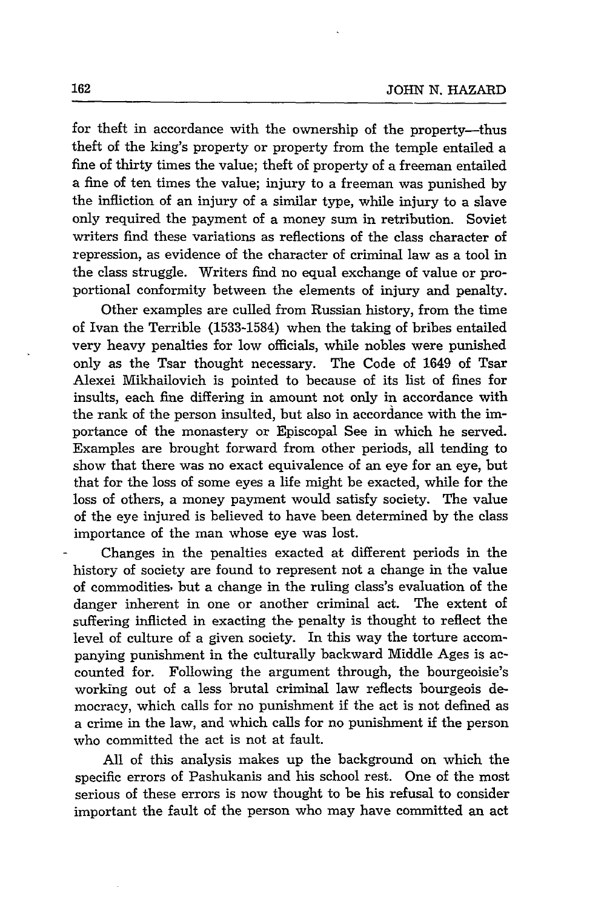for theft in accordance with the ownership of the property—thus theft of the king's property or property from the temple entailed a fine of thirty times the value; theft of property of a freeman entailed a fine of ten times the value; injury to a freeman was punished by the infliction of an injury of a similar type, while injury to a slave only required the payment of a money sum in retribution. Soviet writers find these variations as reflections of the class character of repression, as evidence of the character of criminal law as a tool in the class struggle. Writers find no equal exchange of value or proportional conformity between the elements of injury and penalty.

Other examples are culled from Russian history, from the time of Ivan the Terrible (1533-1584) when the taking of bribes entailed very heavy penalties for low officials, while nobles were punished only as the Tsar thought necessary. The Code of 1649 of Tsar Alexei Mikhailovich is pointed to because of its list of fines for insults, each fine differing in amount not only in accordance with the rank of the person insulted, but also in accordance with the importance of the monastery or Episcopal See in which he served. Examples are brought forward from other periods, all tending to show that there was no exact equivalence of an eye for an eye, but that for the loss of some eyes a life might be exacted, while for the loss of others, a money payment would satisfy society. The value of the eye injured is believed to have been determined by the class importance of the man whose eye was lost.

Changes in the penalties exacted at different periods in the history of society are found to represent not a change in the value of commodities but a change in the ruling class's evaluation of the danger inherent in one or another criminal act. The extent of suffering inflicted in exacting the penalty is thought to reflect the level of culture of a given society. In this way the torture accompanying punishment in the culturally backward Middle Ages is accounted for. Following the argument through, the bourgeoisie's working out of a less brutal criminal law reflects bourgeois democracy, which calls for no punishment if the act is not defined as a crime in the law, and which calls for no punishment if the person who committed the act is not at fault.

All of this analysis makes up the background on which the specific errors of Pashukanis and his school rest. One of the most serious of these errors is now thought to be his refusal to consider important the fault of the person who may have committed an act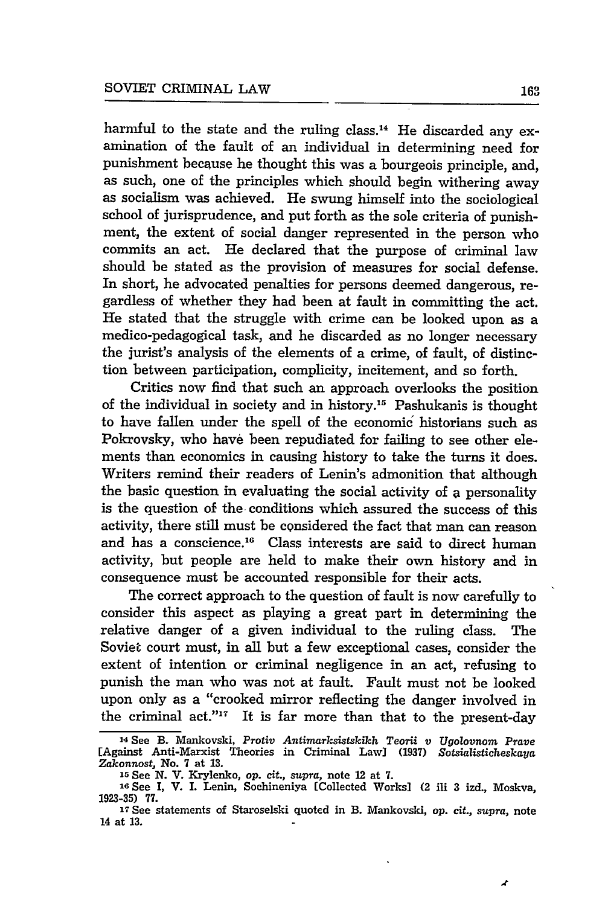harmful to the state and the ruling class.[14] He discarded any examination of the fault of an individual in determining need for punishment because he thought this was a bourgeois principle, and, as such, one of the principles which should begin withering away as socialism was achieved. He swung himself into the sociological school of jurisprudence, and put forth as the sole criteria of punishment, the extent of social danger represented in the person who commits an act. He declared that the purpose of criminal law should be stated as the provision of measures for social defense. In short, he advocated penalties for persons deemed dangerous, regardless of whether they had been at fault in committing the act. He stated that the struggle with crime can be looked upon as a medico-pedagogical task, and he discarded as no longer necessary the jurist's analysis of the elements of a crime, of fault, of distinction between participation, complicity, incitement, and so forth.

Critics now find that such an approach overlooks the position of the individual in society and in history.[15] Pashukanis is thought to have fallen under the spell of the economic historians such as Pokrovsky, who have been repudiated for failing to see other elements than economics in causing history to take the turns it does. Writers remind their readers of Lenin's admonition that although the basic question in evaluating the social activity of a personality is the question of the conditions which assured the success of this activity, there still must be considered the fact that man can reason and has a conscience.[16] Class interests are said to direct human activity, but people are held to make their own history and in consequence must be accounted responsible for their acts.

The correct approach to the question of fault is now carefully to consider this aspect as playing a great part in determining the relative danger of a given individual to the ruling class. The Soviet court must, in all but a few exceptional cases, consider the extent of intention or criminal negligence in an act, refusing to punish the man who was not at fault. Fault must not be looked upon only as a "crooked mirror reflecting the danger involved in the criminal act."[17] It is far more than that to the present-day

---

[14] See B. Mankovski, *Protiv Antimarksistskikh Teorii v Ugolovnom Prave* [Against Anti-Marxist Theories in Criminal Law] (1937) *Sotsialisticheskaya Zakonnost*, No. 7 at 13.

[15] See N. V. Krylenko, *op. cit., supra*, note 12 at 7.

[16] See I, V. I. Lenin, Sochineniya [Collected Works] (2 ili 3 izd., Moskva, 1923-35) 77.

[17] See statements of Staroselski quoted in B. Mankovski, *op. cit., supra*, note 14 at 13.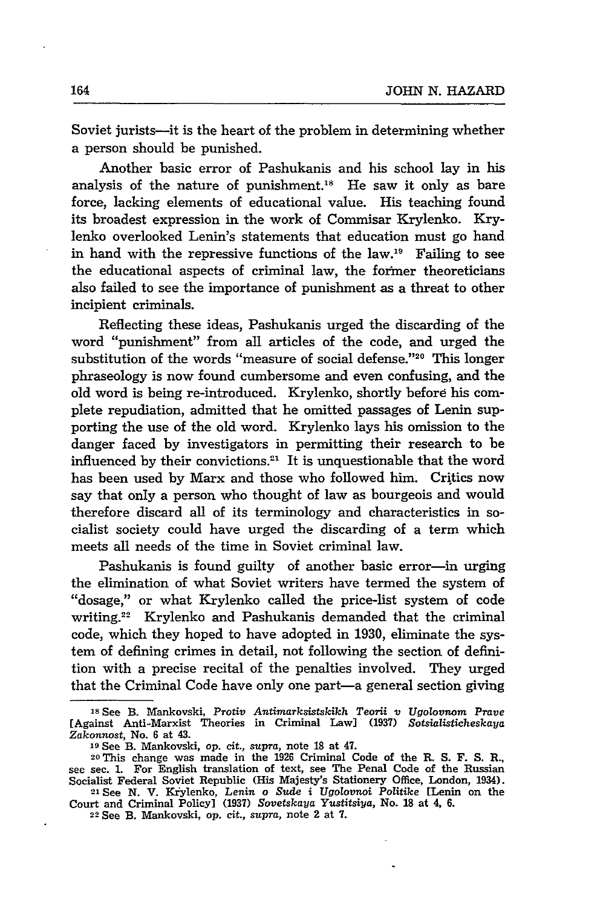Soviet jurists—it is the heart of the problem in determining whether a person should be punished.

Another basic error of Pashukanis and his school lay in his analysis of the nature of punishment.[18] He saw it only as bare force, lacking elements of educational value. His teaching found its broadest expression in the work of Commisar Krylenko. Krylenko overlooked Lenin's statements that education must go hand in hand with the repressive functions of the law.[19] Failing to see the educational aspects of criminal law, the former theoreticians also failed to see the importance of punishment as a threat to other incipient criminals.

Reflecting these ideas, Pashukanis urged the discarding of the word "punishment" from all articles of the code, and urged the substitution of the words "measure of social defense."[20] This longer phraseology is now found cumbersome and even confusing, and the old word is being re-introduced. Krylenko, shortly before his complete repudiation, admitted that he omitted passages of Lenin supporting the use of the old word. Krylenko lays his omission to the danger faced by investigators in permitting their research to be influenced by their convictions.[21] It is unquestionable that the word has been used by Marx and those who followed him. Critics now say that only a person who thought of law as bourgeois and would therefore discard all of its terminology and characteristics in socialist society could have urged the discarding of a term which meets all needs of the time in Soviet criminal law.

Pashukanis is found guilty of another basic error—in urging the elimination of what Soviet writers have termed the system of "dosage," or what Krylenko called the price-list system of code writing.[22] Krylenko and Pashukanis demanded that the criminal code, which they hoped to have adopted in 1930, eliminate the system of defining crimes in detail, not following the section of definition with a precise recital of the penalties involved. They urged that the Criminal Code have only one part—a general section giving

---

[18] See B. Mankovski, *Protiv Antimarksistskikh Teorii v Ugolovnom Prave* [Against Anti-Marxist Theories in Criminal Law] (1937) *Sotsialisticheskaya Zakonnost*, No. 6 at 43.

[19] See B. Mankovski, *op. cit., supra*, note 18 at 47.

[20] This change was made in the 1926 Criminal Code of the R. S. F. S. R., see sec. 1. For English translation of text, see The Penal Code of the Russian Socialist Federal Soviet Republic (His Majesty's Stationery Office, London, 1934).

[21] See N. V. Krylenko, *Lenin o Sude i Ugolovnoi Politike* [Lenin on the Court and Criminal Policy] (1937) *Sovetskaya Yustitsiya*, No. 18 at 4, 6.

[22] See B. Mankovski, *op. cit., supra*, note 2 at 7.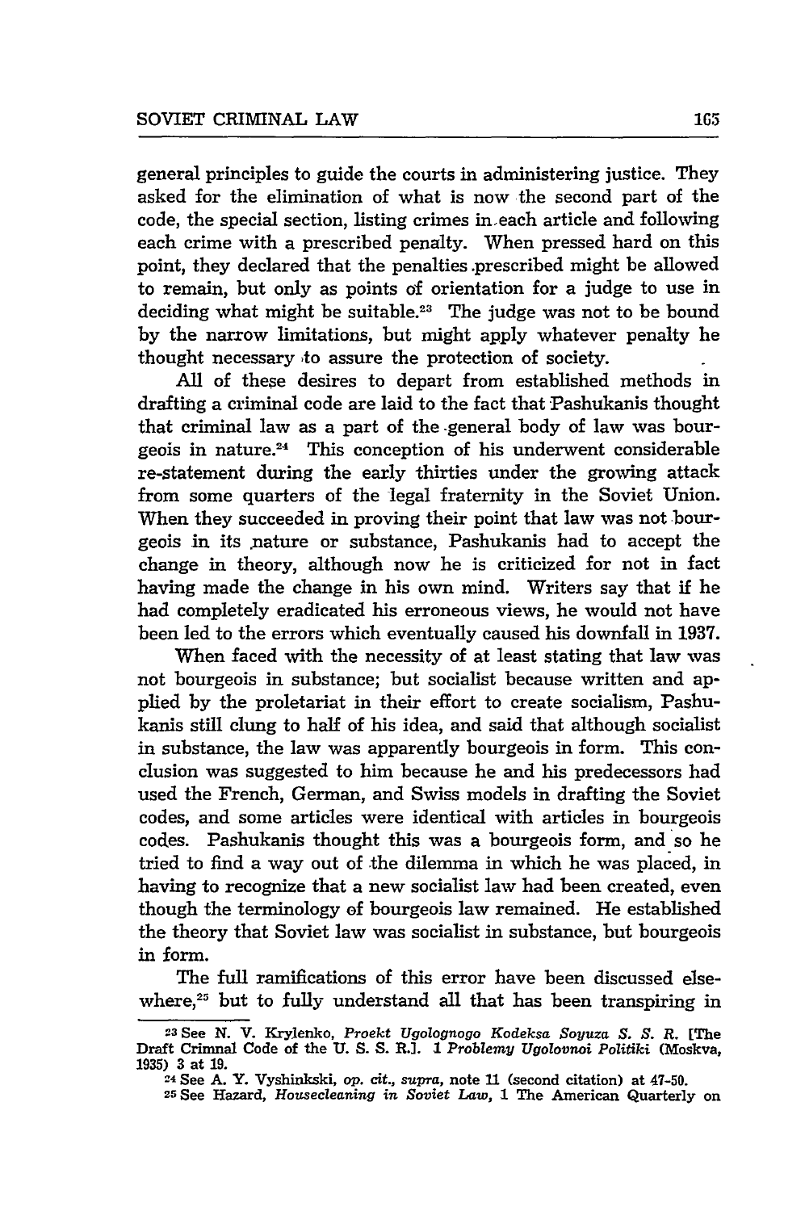general principles to guide the courts in administering justice. They asked for the elimination of what is now the second part of the code, the special section, listing crimes in each article and following each crime with a prescribed penalty. When pressed hard on this point, they declared that the penalties prescribed might be allowed to remain, but only as points of orientation for a judge to use in deciding what might be suitable.[23] The judge was not to be bound by the narrow limitations, but might apply whatever penalty he thought necessary to assure the protection of society.

All of these desires to depart from established methods in drafting a criminal code are laid to the fact that Pashukanis thought that criminal law as a part of the general body of law was bourgeois in nature.[24] This conception of his underwent considerable re-statement during the early thirties under the growing attack from some quarters of the legal fraternity in the Soviet Union. When they succeeded in proving their point that law was not bourgeois in its nature or substance, Pashukanis had to accept the change in theory, although now he is criticized for not in fact having made the change in his own mind. Writers say that if he had completely eradicated his erroneous views, he would not have been led to the errors which eventually caused his downfall in 1937.

When faced with the necessity of at least stating that law was not bourgeois in substance; but socialist because written and applied by the proletariat in their effort to create socialism, Pashukanis still clung to half of his idea, and said that although socialist in substance, the law was apparently bourgeois in form. This conclusion was suggested to him because he and his predecessors had used the French, German, and Swiss models in drafting the Soviet codes, and some articles were identical with articles in bourgeois codes. Pashukanis thought this was a bourgeois form, and so he tried to find a way out of the dilemma in which he was placed, in having to recognize that a new socialist law had been created, even though the terminology of bourgeois law remained. He established the theory that Soviet law was socialist in substance, but bourgeois in form.

The full ramifications of this error have been discussed elsewhere,[25] but to fully understand all that has been transpiring in

---

[23] See N. V. Krylenko, *Proekt Ugolognogo Kodeksa Soyuza S. S. R.* [The Draft Crimnal Code of the U. S. S. R.] 1 *Problemy Ugolovnoi Politiki* (Moskva, 1935) 3 at 19.

[24] See A. Y. Vyshinkski, *op. cit., supra*, note 11 (second citation) at 47-50.

[25] See Hazard, *Housecleaning in Soviet Law*, 1 The American Quarterly on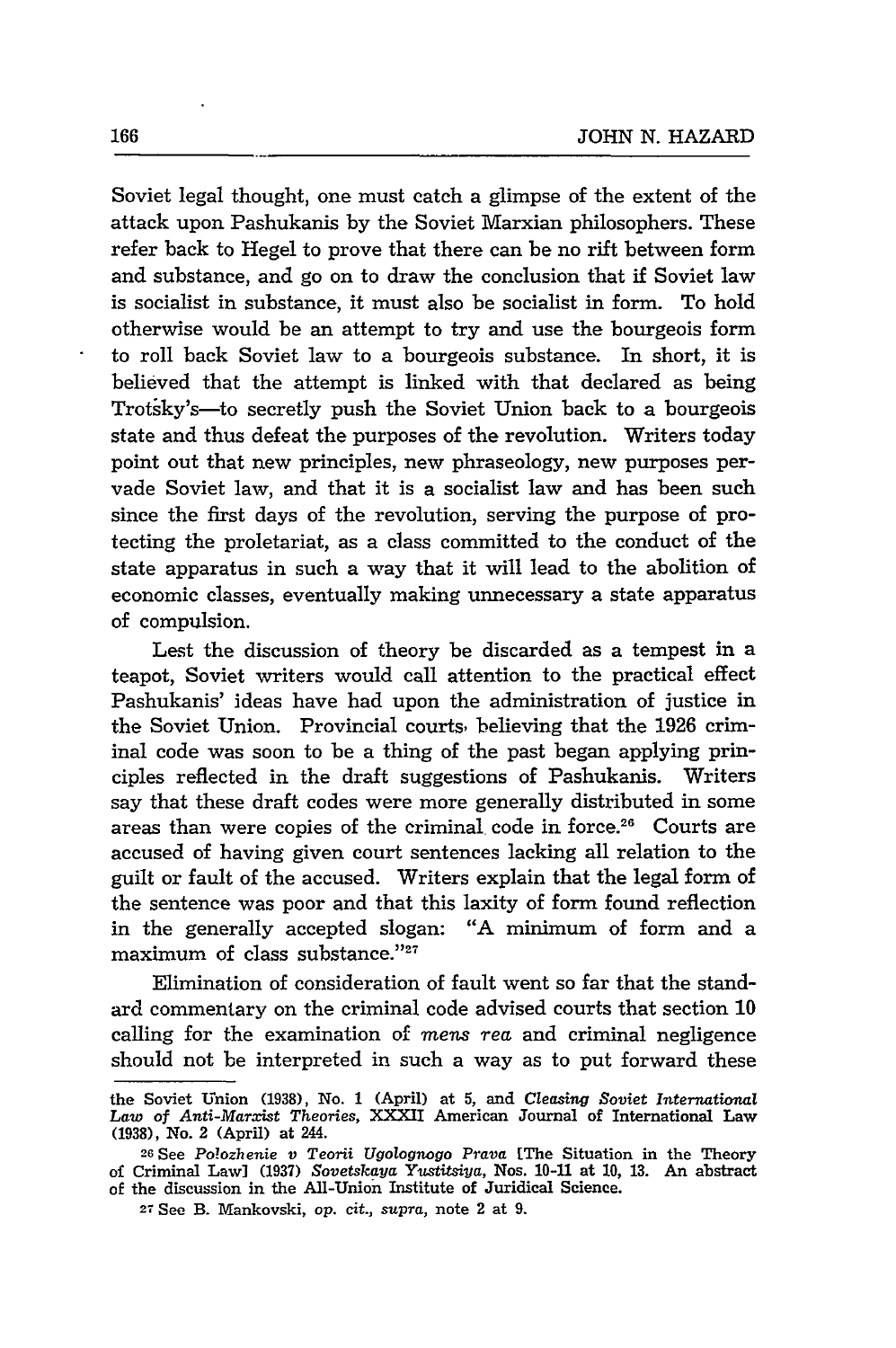Soviet legal thought, one must catch a glimpse of the extent of the attack upon Pashukanis by the Soviet Marxian philosophers. These refer back to Hegel to prove that there can be no rift between form and substance, and go on to draw the conclusion that if Soviet law is socialist in substance, it must also be socialist in form. To hold otherwise would be an attempt to try and use the bourgeois form to roll back Soviet law to a bourgeois substance. In short, it is believed that the attempt is linked with that declared as being Trotsky's—to secretly push the Soviet Union back to a bourgeois state and thus defeat the purposes of the revolution. Writers today point out that new principles, new phraseology, new purposes pervade Soviet law, and that it is a socialist law and has been such since the first days of the revolution, serving the purpose of protecting the proletariat, as a class committed to the conduct of the state apparatus in such a way that it will lead to the abolition of economic classes, eventually making unnecessary a state apparatus of compulsion.

Lest the discussion of theory be discarded as a tempest in a teapot, Soviet writers would call attention to the practical effect Pashukanis' ideas have had upon the administration of justice in the Soviet Union. Provincial courts believing that the 1926 criminal code was soon to be a thing of the past began applying principles reflected in the draft suggestions of Pashukanis. Writers say that these draft codes were more generally distributed in some areas than were copies of the criminal code in force.[26] Courts are accused of having given court sentences lacking all relation to the guilt or fault of the accused. Writers explain that the legal form of the sentence was poor and that this laxity of form found reflection in the generally accepted slogan: "A minimum of form and a maximum of class substance."[27]

Elimination of consideration of fault went so far that the standard commentary on the criminal code advised courts that section 10 calling for the examination of *mens rea* and criminal negligence should not be interpreted in such a way as to put forward these

---

the Soviet Union (1938), No. 1 (April) at 5, and *Cleasing Soviet International Law of Anti-Marxist Theories*, XXXII American Journal of International Law (1938), No. 2 (April) at 244.

[26] See *Polozhenie v Teorii Ugolognogo Prava* [The Situation in the Theory of Criminal Law] (1937) *Sovetskaya Yustitsiya*, Nos. 10-11 at 10, 13. An abstract of the discussion in the All-Union Institute of Juridical Science.

[27] See B. Mankovski, *op. cit., supra*, note 2 at 9.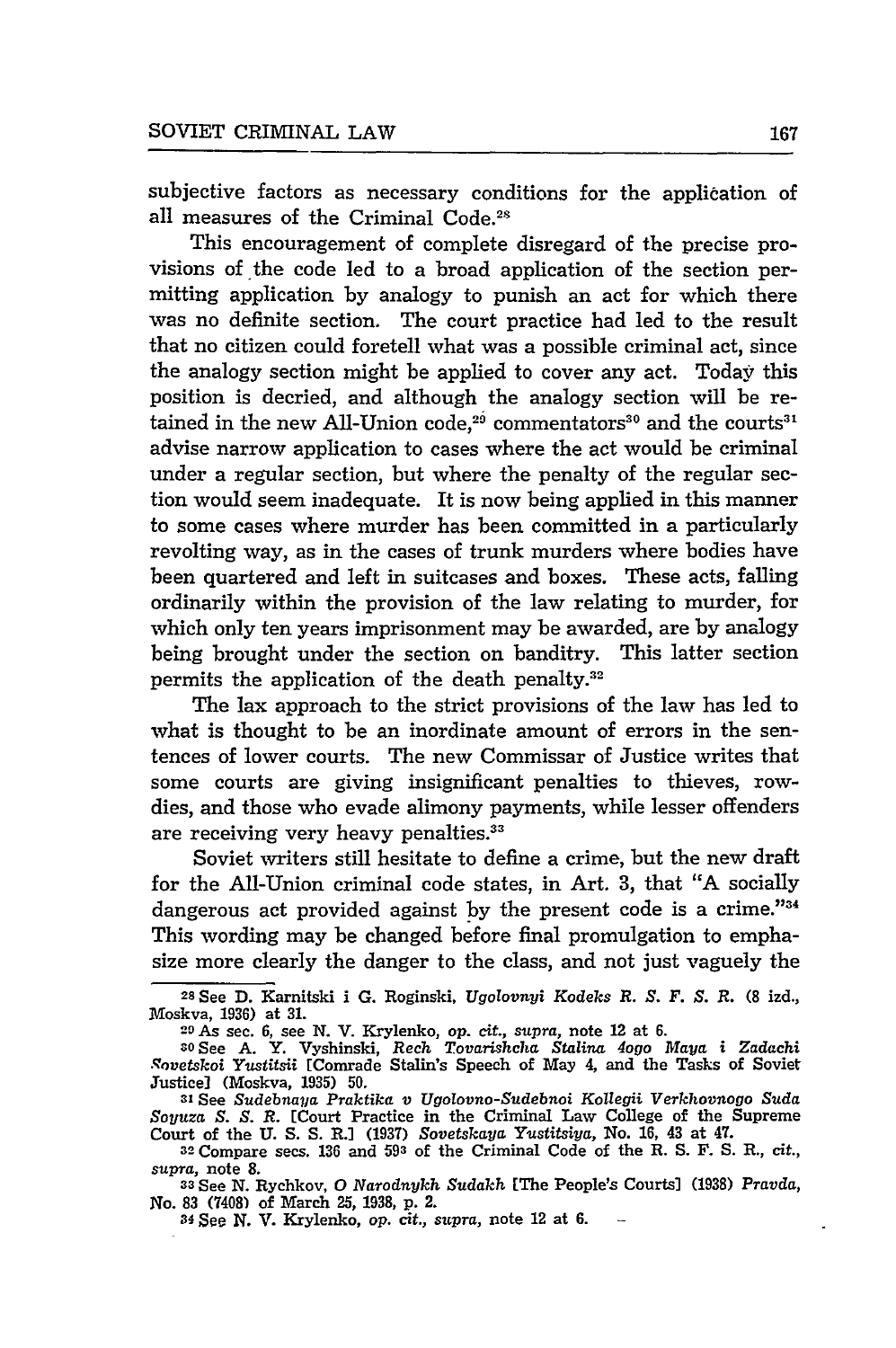subjective factors as necessary conditions for the application of all measures of the Criminal Code.[28]

This encouragement of complete disregard of the precise provisions of the code led to a broad application of the section permitting application by analogy to punish an act for which there was no definite section. The court practice had led to the result that no citizen could foretell what was a possible criminal act, since the analogy section might be applied to cover any act. Today this position is decried, and although the analogy section will be retained in the new All-Union code,[29] commentators[30] and the courts[31] advise narrow application to cases where the act would be criminal under a regular section, but where the penalty of the regular section would seem inadequate. It is now being applied in this manner to some cases where murder has been committed in a particularly revolting way, as in the cases of trunk murders where bodies have been quartered and left in suitcases and boxes. These acts, falling ordinarily within the provision of the law relating to murder, for which only ten years imprisonment may be awarded, are by analogy being brought under the section on banditry. This latter section permits the application of the death penalty.[32]

The lax approach to the strict provisions of the law has led to what is thought to be an inordinate amount of errors in the sentences of lower courts. The new Commissar of Justice writes that some courts are giving insignificant penalties to thieves, rowdies, and those who evade alimony payments, while lesser offenders are receiving very heavy penalties.[33]

Soviet writers still hesitate to define a crime, but the new draft for the All-Union criminal code states, in Art. 3, that "A socially dangerous act provided against by the present code is a crime."[34] This wording may be changed before final promulgation to emphasize more clearly the danger to the class, and not just vaguely the

---

[28] See D. Karnitski i G. Roginski, *Ugolovnyi Kodeks R. S. F. S. R.* (8 izd., Moskva, 1936) at 31.

[29] As sec. 6, see N. V. Krylenko, *op. cit., supra*, note 12 at 6.

[30] See A. Y. Vyshinski, *Rech Tovarishcha Stalina 4ogo Maya i Zadachi Sovetskoi Yustitsii* [Comrade Stalin's Speech of May 4, and the Tasks of Soviet Justice] (Moskva, 1935) 50.

[31] See *Sudebnaya Praktika v Ugolovno-Sudebnoi Kollegii Verkhovnogo Suda Soyuza S. S. R.* [Court Practice in the Criminal Law College of the Supreme Court of the U. S. S. R.] (1937) *Sovetskaya Yustitsiya*, No. 16, 43 at 47.

[32] Compare secs. 136 and 59³ of the Criminal Code of the R. S. F. S. R., *cit., supra*, note 8.

[33] See N. Rychkov, *O Narodnykh Sudakh* [The People's Courts] (1938) *Pravda*, No. 83 (7408) of March 25, 1938, p. 2.

[34] See N. V. Krylenko, *op. cit., supra*, note 12 at 6.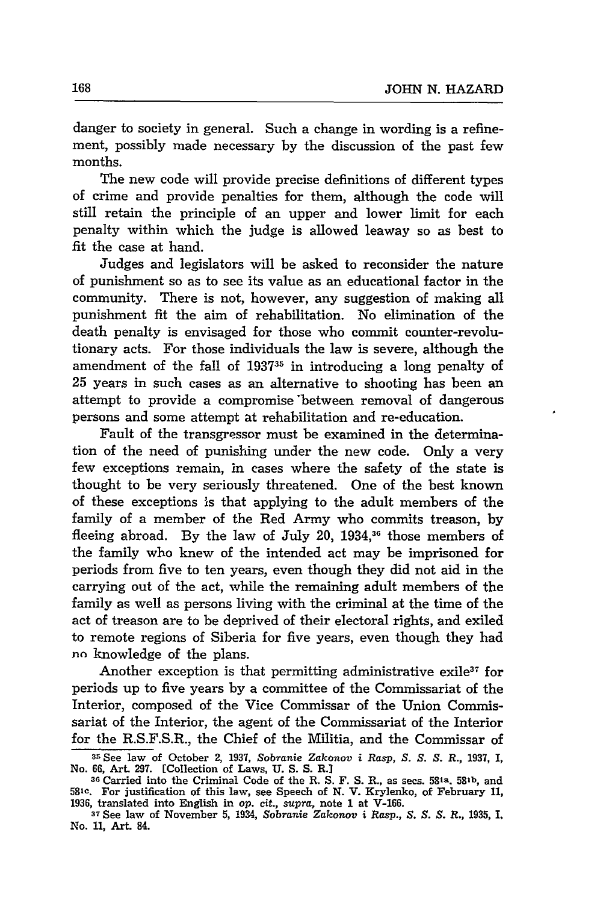danger to society in general. Such a change in wording is a refinement, possibly made necessary by the discussion of the past few months.

The new code will provide precise definitions of different types of crime and provide penalties for them, although the code will still retain the principle of an upper and lower limit for each penalty within which the judge is allowed leaway so as best to fit the case at hand.

Judges and legislators will be asked to reconsider the nature of punishment so as to see its value as an educational factor in the community. There is not, however, any suggestion of making all punishment fit the aim of rehabilitation. No elimination of the death penalty is envisaged for those who commit counter-revolutionary acts. For those individuals the law is severe, although the amendment of the fall of 1937[35] in introducing a long penalty of 25 years in such cases as an alternative to shooting has been an attempt to provide a compromise between removal of dangerous persons and some attempt at rehabilitation and re-education.

Fault of the transgressor must be examined in the determination of the need of punishing under the new code. Only a very few exceptions remain, in cases where the safety of the state is thought to be very seriously threatened. One of the best known of these exceptions is that applying to the adult members of the family of a member of the Red Army who commits treason, by fleeing abroad. By the law of July 20, 1934,[36] those members of the family who knew of the intended act may be imprisoned for periods from five to ten years, even though they did not aid in the carrying out of the act, while the remaining adult members of the family as well as persons living with the criminal at the time of the act of treason are to be deprived of their electoral rights, and exiled to remote regions of Siberia for five years, even though they had no knowledge of the plans.

Another exception is that permitting administrative exile[37] for periods up to five years by a committee of the Commissariat of the Interior, composed of the Vice Commissar of the Union Commissariat of the Interior, the agent of the Commissariat of the Interior for the R.S.F.S.R., the Chief of the Militia, and the Commissar of

---

[35] See law of October 2, 1937, *Sobranie Zakonov i Rasp, S. S. S. R.*, 1937, I, No. 66, Art. 297. [Collection of Laws, U. S. S. R.]

[36] Carried into the Criminal Code of the R. S. F. S. R., as secs. 58[1a], 58[1b], and 58[1c]. For justification of this law, see Speech of N. V. Krylenko, of February 11, 1936, translated into English in *op. cit., supra*, note 1 at V-166.

[37] See law of November 5, 1934, *Sobranie Zakonov i Rasp., S. S. S. R.*, 1935, I, No. 11, Art. 84.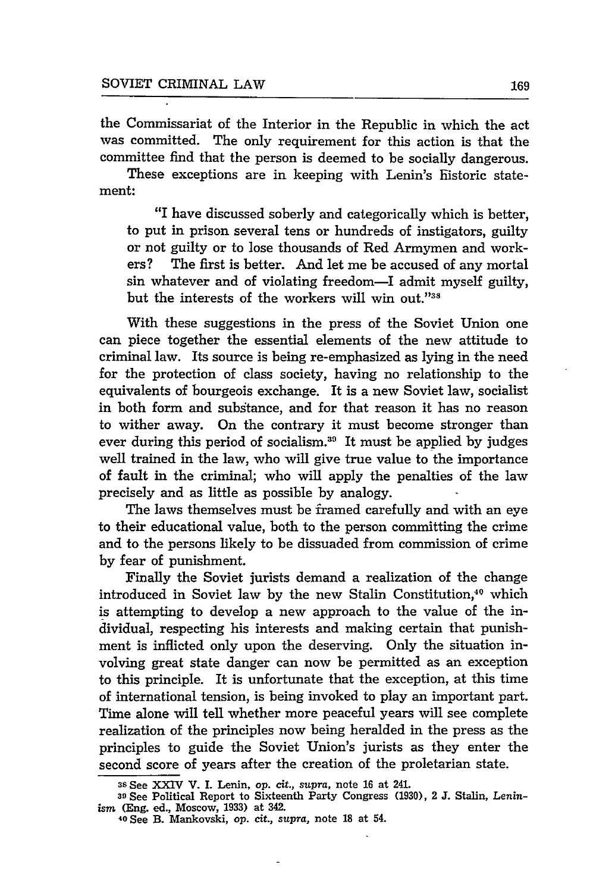the Commissariat of the Interior in the Republic in which the act was committed. The only requirement for this action is that the committee find that the person is deemed to be socially dangerous.

These exceptions are in keeping with Lenin's historic statement:

> "I have discussed soberly and categorically which is better, to put in prison several tens or hundreds of instigators, guilty or not guilty or to lose thousands of Red Armymen and workers? The first is better. And let me be accused of any mortal sin whatever and of violating freedom—I admit myself guilty, but the interests of the workers will win out."[38]

With these suggestions in the press of the Soviet Union one can piece together the essential elements of the new attitude to criminal law. Its source is being re-emphasized as lying in the need for the protection of class society, having no relationship to the equivalents of bourgeois exchange. It is a new Soviet law, socialist in both form and substance, and for that reason it has no reason to wither away. On the contrary it must become stronger than ever during this period of socialism.[39] It must be applied by judges well trained in the law, who will give true value to the importance of fault in the criminal; who will apply the penalties of the law precisely and as little as possible by analogy.

The laws themselves must be framed carefully and with an eye to their educational value, both to the person committing the crime and to the persons likely to be dissuaded from commission of crime by fear of punishment.

Finally the Soviet jurists demand a realization of the change introduced in Soviet law by the new Stalin Constitution,[40] which is attempting to develop a new approach to the value of the individual, respecting his interests and making certain that punishment is inflicted only upon the deserving. Only the situation involving great state danger can now be permitted as an exception to this principle. It is unfortunate that the exception, at this time of international tension, is being invoked to play an important part. Time alone will tell whether more peaceful years will see complete realization of the principles now being heralded in the press as the principles to guide the Soviet Union's jurists as they enter the second score of years after the creation of the proletarian state.

---

[38] See XXIV V. I. Lenin, *op. cit., supra*, note 16 at 241.

[39] See Political Report to Sixteenth Party Congress (1930), 2 J. Stalin, *Leninism* (Eng. ed., Moscow, 1933) at 342.

[40] See B. Mankovski, *op. cit., supra*, note 18 at 54.